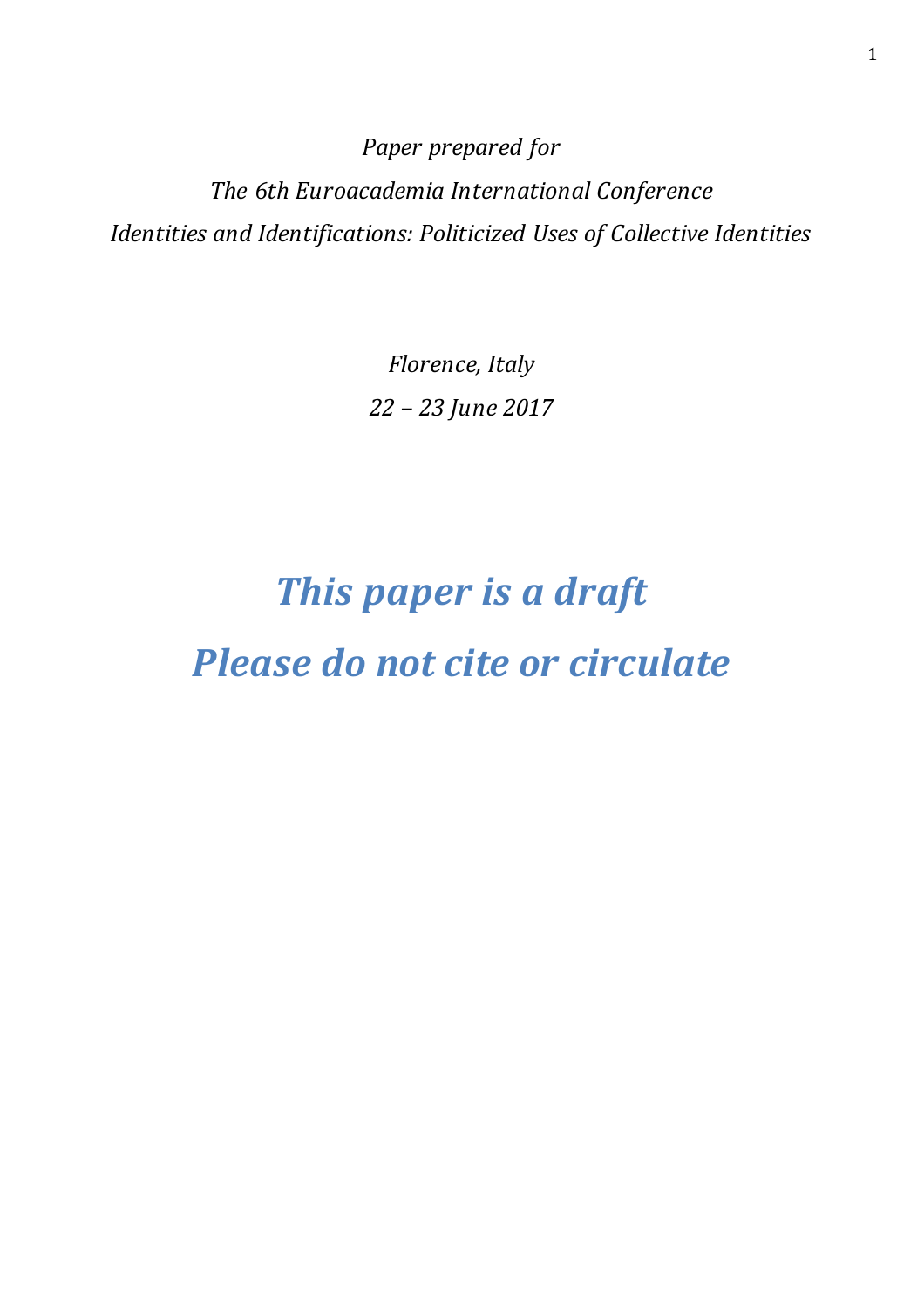*Paper prepared for*

*The 6th Euroacademia International Conference*

*Identities and Identifications: Politicized Uses of Collective Identities*

*Florence, Italy*

*22 – 23 June 2017*

# ***This paper is a draft***

# ***Please do not cite or circulate***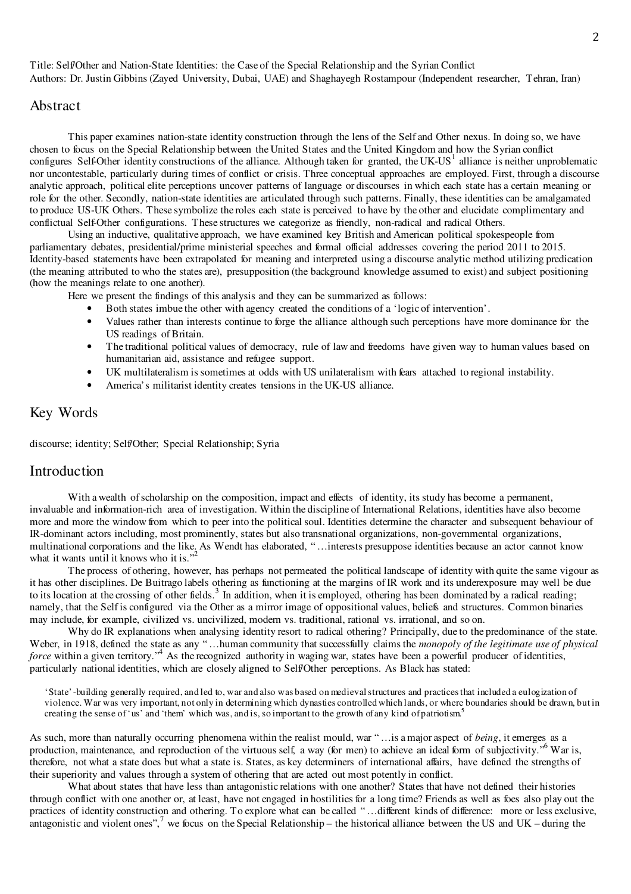Title: Self/Other and Nation-State Identities: the Case of the Special Relationship and the Syrian Conflict
Authors: Dr. Justin Gibbins (Zayed University, Dubai, UAE) and Shaghayegh Rostampour (Independent researcher, Tehran, Iran)

## Abstract

This paper examines nation-state identity construction through the lens of the Self and Other nexus. In doing so, we have chosen to focus on the Special Relationship between the United States and the United Kingdom and how the Syrian conflict configures Self-Other identity constructions of the alliance. Although taken for granted, the UK-US[1] alliance is neither unproblematic nor uncontestable, particularly during times of conflict or crisis. Three conceptual approaches are employed. First, through a discourse analytic approach, political elite perceptions uncover patterns of language or discourses in which each state has a certain meaning or role for the other. Secondly, nation-state identities are articulated through such patterns. Finally, these identities can be amalgamated to produce US-UK Others. These symbolize the roles each state is perceived to have by the other and elucidate complimentary and conflictual Self-Other configurations. These structures we categorize as friendly, non-radical and radical Others.

Using an inductive, qualitative approach, we have examined key British and American political spokespeople from parliamentary debates, presidential/prime ministerial speeches and formal official addresses covering the period 2011 to 2015. Identity-based statements have been extrapolated for meaning and interpreted using a discourse analytic method utilizing predication (the meaning attributed to who the states are), presupposition (the background knowledge assumed to exist) and subject positioning (how the meanings relate to one another).

Here we present the findings of this analysis and they can be summarized as follows:

- Both states imbue the other with agency created the conditions of a 'logic of intervention'.
- Values rather than interests continue to forge the alliance although such perceptions have more dominance for the US readings of Britain.
- The traditional political values of democracy, rule of law and freedoms have given way to human values based on humanitarian aid, assistance and refugee support.
- UK multilateralism is sometimes at odds with US unilateralism with fears attached to regional instability.
- America's militarist identity creates tensions in the UK-US alliance.

## Key Words

discourse; identity; Self/Other; Special Relationship; Syria

## Introduction

With a wealth of scholarship on the composition, impact and effects of identity, its study has become a permanent, invaluable and information-rich area of investigation. Within the discipline of International Relations, identities have also become more and more the window from which to peer into the political soul. Identities determine the character and subsequent behaviour of IR-dominant actors including, most prominently, states but also transnational organizations, non-governmental organizations, multinational corporations and the like. As Wendt has elaborated, "…interests presuppose identities because an actor cannot know what it wants until it knows who it is."[2]

The process of othering, however, has perhaps not permeated the political landscape of identity with quite the same vigour as it has other disciplines. De Buitrago labels othering as functioning at the margins of IR work and its underexposure may well be due to its location at the crossing of other fields.[3] In addition, when it is employed, othering has been dominated by a radical reading; namely, that the Self is configured via the Other as a mirror image of oppositional values, beliefs and structures. Common binaries may include, for example, civilized vs. uncivilized, modern vs. traditional, rational vs. irrational, and so on.

Why do IR explanations when analysing identity resort to radical othering? Principally, due to the predominance of the state. Weber, in 1918, defined the state as any "…human community that successfully claims the *monopoly of the legitimate use of physical force* within a given territory."[4] As the recognized authority in waging war, states have been a powerful producer of identities, particularly national identities, which are closely aligned to Self/Other perceptions. As Black has stated:

> 'State'-building generally required, and led to, war and also was based on medieval structures and practices that included a eulogization of violence. War was very important, not only in determining which dynasties controlled which lands, or where boundaries should be drawn, but in creating the sense of 'us' and 'them' which was, and is, so important to the growth of any kind of patriotism.[5]

As such, more than naturally occurring phenomena within the realist mould, war "…is a major aspect of *being*, it emerges as a production, maintenance, and reproduction of the virtuous self, a way (for men) to achieve an ideal form of subjectivity."[6] War is, therefore, not what a state does but what a state is. States, as key determiners of international affairs, have defined the strengths of their superiority and values through a system of othering that are acted out most potently in conflict.

What about states that have less than antagonistic relations with one another? States that have not defined their histories through conflict with one another or, at least, have not engaged in hostilities for a long time? Friends as well as foes also play out the practices of identity construction and othering. To explore what can be called "…different kinds of difference: more or less exclusive, antagonistic and violent ones",[7] we focus on the Special Relationship – the historical alliance between the US and UK – during the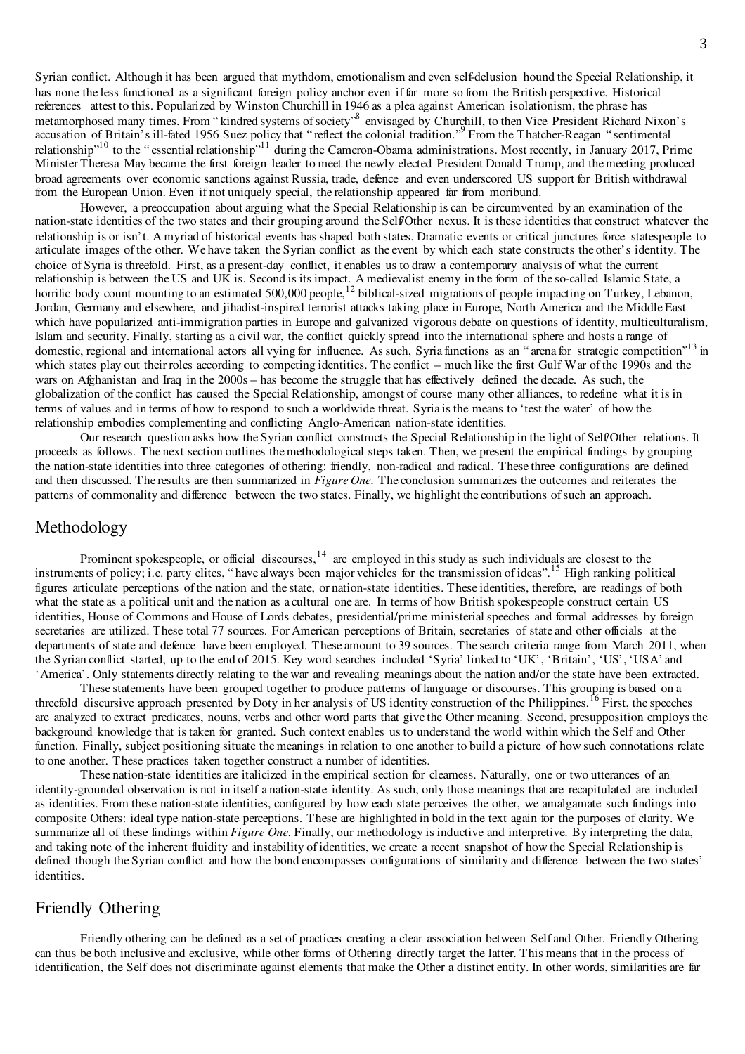Syrian conflict. Although it has been argued that mythdom, emotionalism and even self-delusion hound the Special Relationship, it has none the less functioned as a significant foreign policy anchor even if far more so from the British perspective. Historical references attest to this. Popularized by Winston Churchill in 1946 as a plea against American isolationism, the phrase has metamorphosed many times. From "kindred systems of society"[8] envisaged by Churchill, to then Vice President Richard Nixon's accusation of Britain's ill-fated 1956 Suez policy that "reflect the colonial tradition."[9] From the Thatcher-Reagan "sentimental relationship"[10] to the "essential relationship"[11] during the Cameron-Obama administrations. Most recently, in January 2017, Prime Minister Theresa May became the first foreign leader to meet the newly elected President Donald Trump, and the meeting produced broad agreements over economic sanctions against Russia, trade, defence and even underscored US support for British withdrawal from the European Union. Even if not uniquely special, the relationship appeared far from moribund.

However, a preoccupation about arguing what the Special Relationship is can be circumvented by an examination of the nation-state identities of the two states and their grouping around the Self/Other nexus. It is these identities that construct whatever the relationship is or isn't. A myriad of historical events has shaped both states. Dramatic events or critical junctures force statespeople to articulate images of the other. We have taken the Syrian conflict as the event by which each state constructs the other's identity. The choice of Syria is threefold. First, as a present-day conflict, it enables us to draw a contemporary analysis of what the current relationship is between the US and UK is. Second is its impact. A medievalist enemy in the form of the so-called Islamic State, a horrific body count mounting to an estimated 500,000 people,[12] biblical-sized migrations of people impacting on Turkey, Lebanon, Jordan, Germany and elsewhere, and jihadist-inspired terrorist attacks taking place in Europe, North America and the Middle East which have popularized anti-immigration parties in Europe and galvanized vigorous debate on questions of identity, multiculturalism, Islam and security. Finally, starting as a civil war, the conflict quickly spread into the international sphere and hosts a range of domestic, regional and international actors all vying for influence. As such, Syria functions as an "arena for strategic competition"[13] in which states play out their roles according to competing identities. The conflict – much like the first Gulf War of the 1990s and the wars on Afghanistan and Iraq in the 2000s – has become the struggle that has effectively defined the decade. As such, the globalization of the conflict has caused the Special Relationship, amongst of course many other alliances, to redefine what it is in terms of values and in terms of how to respond to such a worldwide threat. Syria is the means to 'test the water' of how the relationship embodies complementing and conflicting Anglo-American nation-state identities.

Our research question asks how the Syrian conflict constructs the Special Relationship in the light of Self/Other relations. It proceeds as follows. The next section outlines the methodological steps taken. Then, we present the empirical findings by grouping the nation-state identities into three categories of othering: friendly, non-radical and radical. These three configurations are defined and then discussed. The results are then summarized in *Figure One*. The conclusion summarizes the outcomes and reiterates the patterns of commonality and difference between the two states. Finally, we highlight the contributions of such an approach.

## Methodology

Prominent spokespeople, or official discourses,[14] are employed in this study as such individuals are closest to the instruments of policy; i.e. party elites, "have always been major vehicles for the transmission of ideas".[15] High ranking political figures articulate perceptions of the nation and the state, or nation-state identities. These identities, therefore, are readings of both what the state as a political unit and the nation as a cultural one are. In terms of how British spokespeople construct certain US identities, House of Commons and House of Lords debates, presidential/prime ministerial speeches and formal addresses by foreign secretaries are utilized. These total 77 sources. For American perceptions of Britain, secretaries of state and other officials at the departments of state and defence have been employed. These amount to 39 sources. The search criteria range from March 2011, when the Syrian conflict started, up to the end of 2015. Key word searches included 'Syria' linked to 'UK', 'Britain', 'US', 'USA' and 'America'. Only statements directly relating to the war and revealing meanings about the nation and/or the state have been extracted.

These statements have been grouped together to produce patterns of language or discourses. This grouping is based on a threefold discursive approach presented by Doty in her analysis of US identity construction of the Philippines.[16] First, the speeches are analyzed to extract predicates, nouns, verbs and other word parts that give the Other meaning. Second, presupposition employs the background knowledge that is taken for granted. Such context enables us to understand the world within which the Self and Other function. Finally, subject positioning situate the meanings in relation to one another to build a picture of how such connotations relate to one another. These practices taken together construct a number of identities.

These nation-state identities are italicized in the empirical section for clearness. Naturally, one or two utterances of an identity-grounded observation is not in itself a nation-state identity. As such, only those meanings that are recapitulated are included as identities. From these nation-state identities, configured by how each state perceives the other, we amalgamate such findings into composite Others: ideal type nation-state perceptions. These are highlighted in bold in the text again for the purposes of clarity. We summarize all of these findings within *Figure One*. Finally, our methodology is inductive and interpretive. By interpreting the data, and taking note of the inherent fluidity and instability of identities, we create a recent snapshot of how the Special Relationship is defined though the Syrian conflict and how the bond encompasses configurations of similarity and difference between the two states' identities.

## Friendly Othering

Friendly othering can be defined as a set of practices creating a clear association between Self and Other. Friendly Othering can thus be both inclusive and exclusive, while other forms of Othering directly target the latter. This means that in the process of identification, the Self does not discriminate against elements that make the Other a distinct entity. In other words, similarities are far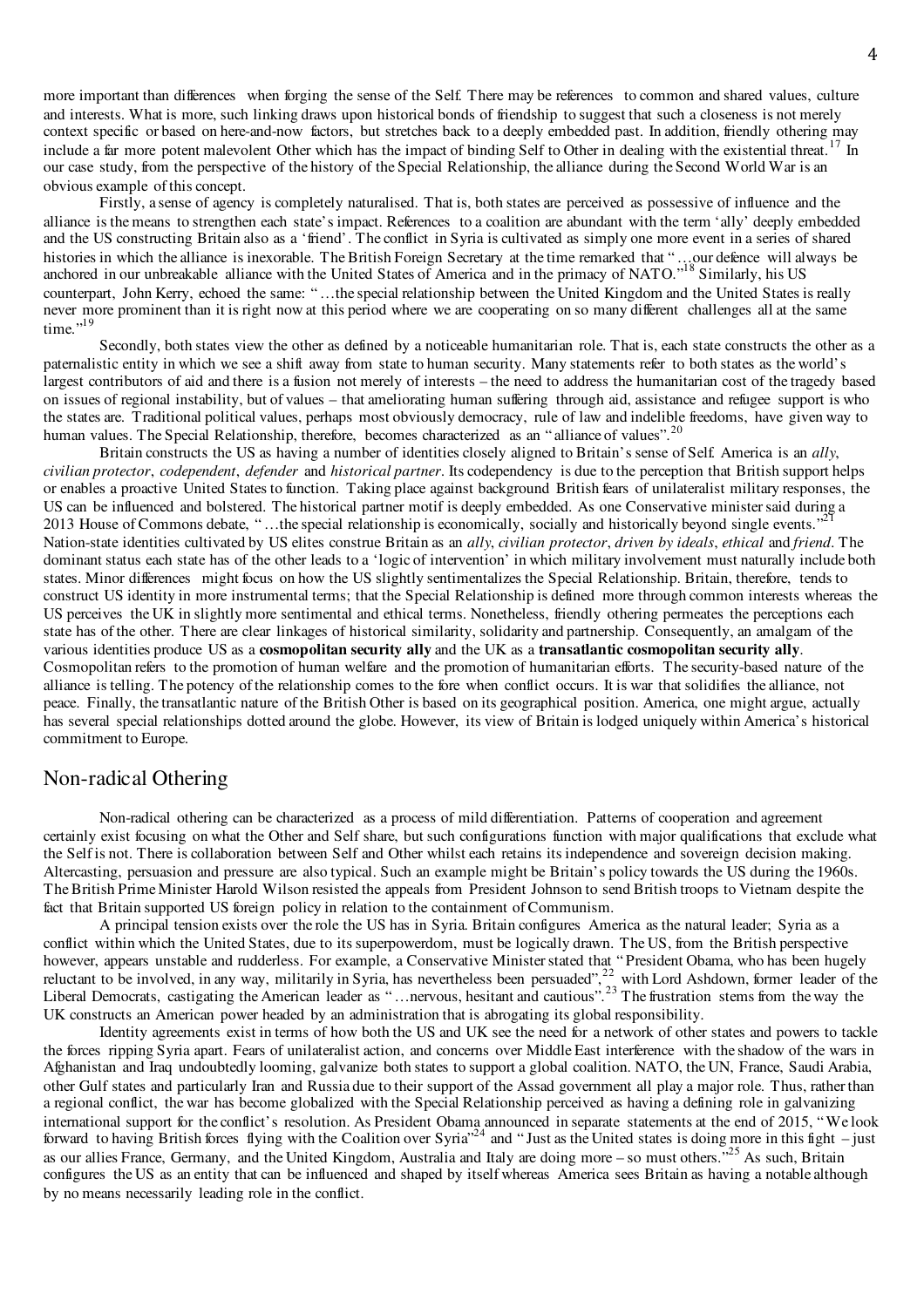more important than differences when forging the sense of the Self. There may be references to common and shared values, culture and interests. What is more, such linking draws upon historical bonds of friendship to suggest that such a closeness is not merely context specific or based on here-and-now factors, but stretches back to a deeply embedded past. In addition, friendly othering may include a far more potent malevolent Other which has the impact of binding Self to Other in dealing with the existential threat.[17] In our case study, from the perspective of the history of the Special Relationship, the alliance during the Second World War is an obvious example of this concept.

Firstly, a sense of agency is completely naturalised. That is, both states are perceived as possessive of influence and the alliance is the means to strengthen each state's impact. References to a coalition are abundant with the term 'ally' deeply embedded and the US constructing Britain also as a 'friend'. The conflict in Syria is cultivated as simply one more event in a series of shared histories in which the alliance is inexorable. The British Foreign Secretary at the time remarked that "…our defence will always be anchored in our unbreakable alliance with the United States of America and in the primacy of NATO."[18] Similarly, his US counterpart, John Kerry, echoed the same: "…the special relationship between the United Kingdom and the United States is really never more prominent than it is right now at this period where we are cooperating on so many different challenges all at the same time."[19]

Secondly, both states view the other as defined by a noticeable humanitarian role. That is, each state constructs the other as a paternalistic entity in which we see a shift away from state to human security. Many statements refer to both states as the world's largest contributors of aid and there is a fusion not merely of interests – the need to address the humanitarian cost of the tragedy based on issues of regional instability, but of values – that ameliorating human suffering through aid, assistance and refugee support is who the states are. Traditional political values, perhaps most obviously democracy, rule of law and indelible freedoms, have given way to human values. The Special Relationship, therefore, becomes characterized as an "alliance of values".[20]

Britain constructs the US as having a number of identities closely aligned to Britain's sense of Self. America is an *ally*, *civilian protector*, *codependent*, *defender* and *historical partner*. Its codependency is due to the perception that British support helps or enables a proactive United States to function. Taking place against background British fears of unilateralist military responses, the US can be influenced and bolstered. The historical partner motif is deeply embedded. As one Conservative minister said during a 2013 House of Commons debate, "…the special relationship is economically, socially and historically beyond single events."[21] Nation-state identities cultivated by US elites construe Britain as an *ally*, *civilian protector*, *driven by ideals*, *ethical* and *friend*. The dominant status each state has of the other leads to a 'logic of intervention' in which military involvement must naturally include both states. Minor differences might focus on how the US slightly sentimentalizes the Special Relationship. Britain, therefore, tends to construct US identity in more instrumental terms; that the Special Relationship is defined more through common interests whereas the US perceives the UK in slightly more sentimental and ethical terms. Nonetheless, friendly othering permeates the perceptions each state has of the other. There are clear linkages of historical similarity, solidarity and partnership. Consequently, an amalgam of the various identities produce US as a **cosmopolitan security ally** and the UK as a **transatlantic cosmopolitan security ally**. Cosmopolitan refers to the promotion of human welfare and the promotion of humanitarian efforts. The security-based nature of the alliance is telling. The potency of the relationship comes to the fore when conflict occurs. It is war that solidifies the alliance, not peace. Finally, the transatlantic nature of the British Other is based on its geographical position. America, one might argue, actually has several special relationships dotted around the globe. However, its view of Britain is lodged uniquely within America's historical commitment to Europe.

## Non-radical Othering

Non-radical othering can be characterized as a process of mild differentiation. Patterns of cooperation and agreement certainly exist focusing on what the Other and Self share, but such configurations function with major qualifications that exclude what the Self is not. There is collaboration between Self and Other whilst each retains its independence and sovereign decision making. Altercasting, persuasion and pressure are also typical. Such an example might be Britain's policy towards the US during the 1960s. The British Prime Minister Harold Wilson resisted the appeals from President Johnson to send British troops to Vietnam despite the fact that Britain supported US foreign policy in relation to the containment of Communism.

A principal tension exists over the role the US has in Syria. Britain configures America as the natural leader; Syria as a conflict within which the United States, due to its superpowerdom, must be logically drawn. The US, from the British perspective however, appears unstable and rudderless. For example, a Conservative Minister stated that "President Obama, who has been hugely reluctant to be involved, in any way, militarily in Syria, has nevertheless been persuaded",[22] with Lord Ashdown, former leader of the Liberal Democrats, castigating the American leader as "…nervous, hesitant and cautious".[23] The frustration stems from the way the UK constructs an American power headed by an administration that is abrogating its global responsibility.

Identity agreements exist in terms of how both the US and UK see the need for a network of other states and powers to tackle the forces ripping Syria apart. Fears of unilateralist action, and concerns over Middle East interference with the shadow of the wars in Afghanistan and Iraq undoubtedly looming, galvanize both states to support a global coalition. NATO, the UN, France, Saudi Arabia, other Gulf states and particularly Iran and Russia due to their support of the Assad government all play a major role. Thus, rather than a regional conflict, the war has become globalized with the Special Relationship perceived as having a defining role in galvanizing international support for the conflict's resolution. As President Obama announced in separate statements at the end of 2015, "We look forward to having British forces flying with the Coalition over Syria"[24] and "Just as the United states is doing more in this fight – just as our allies France, Germany, and the United Kingdom, Australia and Italy are doing more – so must others."[25] As such, Britain configures the US as an entity that can be influenced and shaped by itself whereas America sees Britain as having a notable although by no means necessarily leading role in the conflict.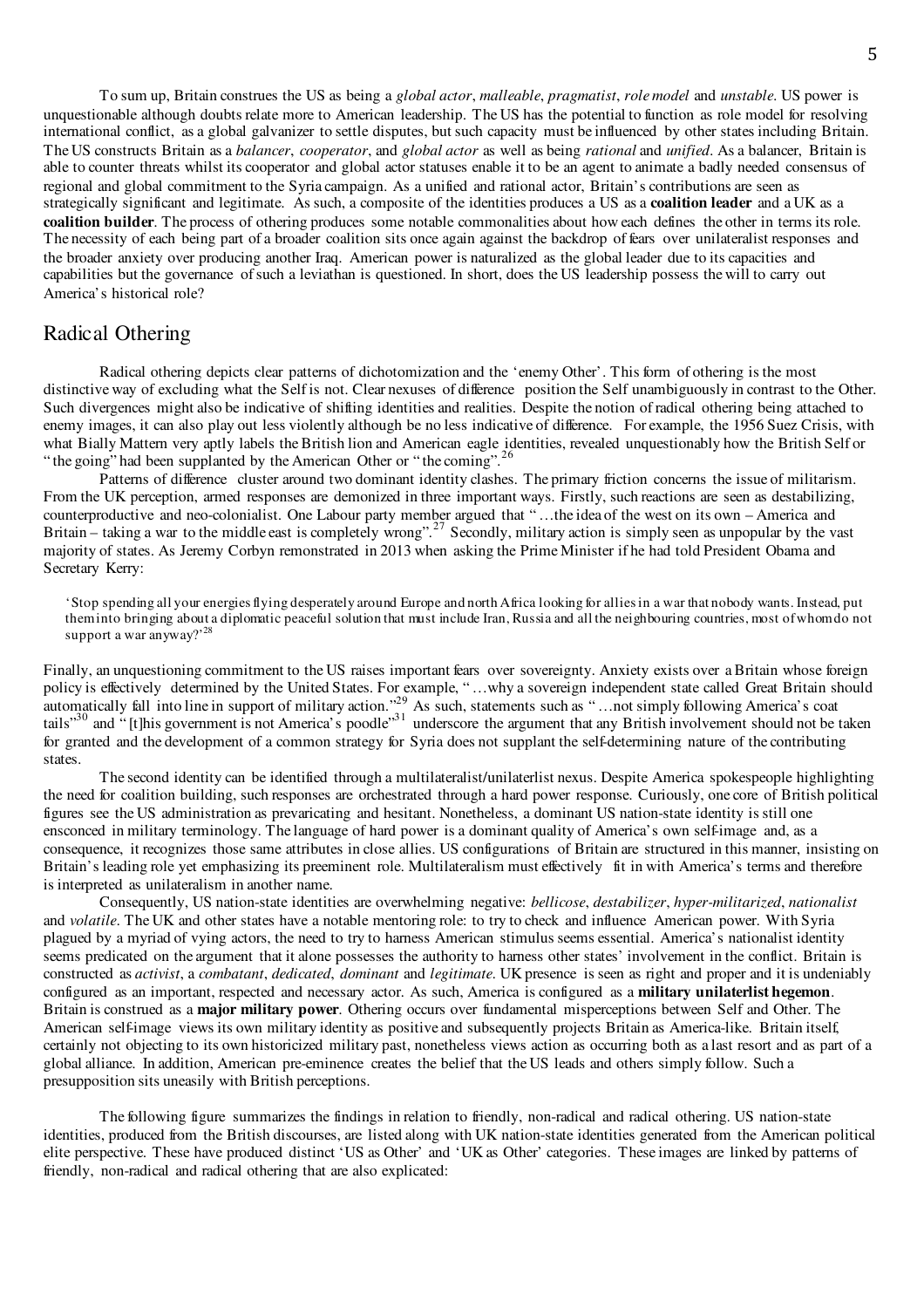To sum up, Britain construes the US as being a *global actor*, *malleable*, *pragmatist*, *role model* and *unstable*. US power is unquestionable although doubts relate more to American leadership. The US has the potential to function as role model for resolving international conflict, as a global galvanizer to settle disputes, but such capacity must be influenced by other states including Britain. The US constructs Britain as a *balancer*, *cooperator*, and *global actor* as well as being *rational* and *unified*. As a balancer, Britain is able to counter threats whilst its cooperator and global actor statuses enable it to be an agent to animate a badly needed consensus of regional and global commitment to the Syria campaign. As a unified and rational actor, Britain's contributions are seen as strategically significant and legitimate. As such, a composite of the identities produces a US as a **coalition leader** and a UK as a **coalition builder**. The process of othering produces some notable commonalities about how each defines the other in terms its role. The necessity of each being part of a broader coalition sits once again against the backdrop of fears over unilateralist responses and the broader anxiety over producing another Iraq. American power is naturalized as the global leader due to its capacities and capabilities but the governance of such a leviathan is questioned. In short, does the US leadership possess the will to carry out America's historical role?

## Radical Othering

Radical othering depicts clear patterns of dichotomization and the 'enemy Other'. This form of othering is the most distinctive way of excluding what the Self is not. Clear nexuses of difference position the Self unambiguously in contrast to the Other. Such divergences might also be indicative of shifting identities and realities. Despite the notion of radical othering being attached to enemy images, it can also play out less violently although be no less indicative of difference. For example, the 1956 Suez Crisis, with what Bially Mattern very aptly labels the British lion and American eagle identities, revealed unquestionably how the British Self or "the going" had been supplanted by the American Other or "the coming".[26]

Patterns of difference cluster around two dominant identity clashes. The primary friction concerns the issue of militarism. From the UK perception, armed responses are demonized in three important ways. Firstly, such reactions are seen as destabilizing, counterproductive and neo-colonialist. One Labour party member argued that "…the idea of the west on its own – America and Britain – taking a war to the middle east is completely wrong".[27] Secondly, military action is simply seen as unpopular by the vast majority of states. As Jeremy Corbyn remonstrated in 2013 when asking the Prime Minister if he had told President Obama and Secretary Kerry:

> 'Stop spending all your energies flying desperately around Europe and north Africa looking for allies in a war that nobody wants. Instead, put them into bringing about a diplomatic peaceful solution that must include Iran, Russia and all the neighbouring countries, most of whom do not support a war anyway?'[28]

Finally, an unquestioning commitment to the US raises important fears over sovereignty. Anxiety exists over a Britain whose foreign policy is effectively determined by the United States. For example, "…why a sovereign independent state called Great Britain should automatically fall into line in support of military action."[29] As such, statements such as "…not simply following America's coat tails"[30] and "[t]his government is not America's poodle"[31] underscore the argument that any British involvement should not be taken for granted and the development of a common strategy for Syria does not supplant the self-determining nature of the contributing states.

The second identity can be identified through a multilateralist/unilaterlist nexus. Despite America spokespeople highlighting the need for coalition building, such responses are orchestrated through a hard power response. Curiously, one core of British political figures see the US administration as prevaricating and hesitant. Nonetheless, a dominant US nation-state identity is still one ensconced in military terminology. The language of hard power is a dominant quality of America's own self-image and, as a consequence, it recognizes those same attributes in close allies. US configurations of Britain are structured in this manner, insisting on Britain's leading role yet emphasizing its preeminent role. Multilateralism must effectively fit in with America's terms and therefore is interpreted as unilateralism in another name.

Consequently, US nation-state identities are overwhelming negative: *bellicose*, *destabilizer*, *hyper-militarized*, *nationalist* and *volatile*. The UK and other states have a notable mentoring role: to try to check and influence American power. With Syria plagued by a myriad of vying actors, the need to try to harness American stimulus seems essential. America's nationalist identity seems predicated on the argument that it alone possesses the authority to harness other states' involvement in the conflict. Britain is constructed as *activist*, a *combatant*, *dedicated*, *dominant* and *legitimate*. UK presence is seen as right and proper and it is undeniably configured as an important, respected and necessary actor. As such, America is configured as a **military unilaterlist hegemon**. Britain is construed as a **major military power**. Othering occurs over fundamental misperceptions between Self and Other. The American self-image views its own military identity as positive and subsequently projects Britain as America-like. Britain itself, certainly not objecting to its own historicized military past, nonetheless views action as occurring both as a last resort and as part of a global alliance. In addition, American pre-eminence creates the belief that the US leads and others simply follow. Such a presupposition sits uneasily with British perceptions.

The following figure summarizes the findings in relation to friendly, non-radical and radical othering. US nation-state identities, produced from the British discourses, are listed along with UK nation-state identities generated from the American political elite perspective. These have produced distinct 'US as Other' and 'UK as Other' categories. These images are linked by patterns of friendly, non-radical and radical othering that are also explicated: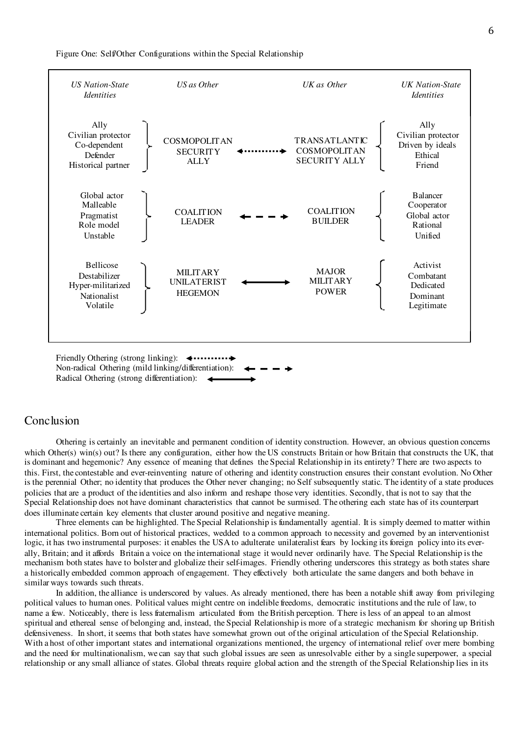Figure One: Self/Other Configurations within the Special Relationship

| *US Nation-State Identities* | *US as Other* | | *UK as Other* | *UK Nation-State Identities* |
|---|---|---|---|---|
| Ally<br>Civilian protector<br>Co-dependent<br>Defender<br>Historical partner | COSMOPOLITAN SECURITY ALLY | ◄·········► | TRANSATLANTIC COSMOPOLITAN SECURITY ALLY | Ally<br>Civilian protector<br>Driven by ideals<br>Ethical<br>Friend |
| Global actor<br>Malleable<br>Pragmatist<br>Role model<br>Unstable | COALITION LEADER | ◄ – – – ► | COALITION BUILDER | Balancer<br>Cooperator<br>Global actor<br>Rational<br>Unified |
| Bellicose<br>Destabilizer<br>Hyper-militarized<br>Nationalist<br>Volatile | MILITARY UNILATERIST HEGEMON | ◄────► | MAJOR MILITARY POWER | Activist<br>Combatant<br>Dedicated<br>Dominant<br>Legitimate |

Friendly Othering (strong linking): ◄·········►
Non-radical Othering (mild linking/differentiation): ◄ – – – ►
Radical Othering (strong differentiation): ◄────►

## Conclusion

Othering is certainly an inevitable and permanent condition of identity construction. However, an obvious question concerns which Other(s) win(s) out? Is there any configuration, either how the US constructs Britain or how Britain that constructs the UK, that is dominant and hegemonic? Any essence of meaning that defines the Special Relationship in its entirety? There are two aspects to this. First, the contestable and ever-reinventing nature of othering and identity construction ensures their constant evolution. No Other is the perennial Other; no identity that produces the Other never changing; no Self subsequently static. The identity of a state produces policies that are a product of the identities and also inform and reshape those very identities. Secondly, that is not to say that the Special Relationship does not have dominant characteristics that cannot be surmised. The othering each state has of its counterpart does illuminate certain key elements that cluster around positive and negative meaning.

Three elements can be highlighted. The Special Relationship is fundamentally agential. It is simply deemed to matter within international politics. Born out of historical practices, wedded to a common approach to necessity and governed by an interventionist logic, it has two instrumental purposes: it enables the USA to adulterate unilateralist fears by locking its foreign policy into its ever-ally, Britain; and it affords Britain a voice on the international stage it would never ordinarily have. The Special Relationship is the mechanism both states have to bolster and globalize their self-images. Friendly othering underscores this strategy as both states share a historically embedded common approach of engagement. They effectively both articulate the same dangers and both behave in similar ways towards such threats.

In addition, the alliance is underscored by values. As already mentioned, there has been a notable shift away from privileging political values to human ones. Political values might centre on indelible freedoms, democratic institutions and the rule of law, to name a few. Noticeably, there is less fraternalism articulated from the British perception. There is less of an appeal to an almost spiritual and ethereal sense of belonging and, instead, the Special Relationship is more of a strategic mechanism for shoring up British defensiveness. In short, it seems that both states have somewhat grown out of the original articulation of the Special Relationship. With a host of other important states and international organizations mentioned, the urgency of international relief over mere bombing and the need for multinationalism, we can say that such global issues are seen as unresolvable either by a single superpower, a special relationship or any small alliance of states. Global threats require global action and the strength of the Special Relationship lies in its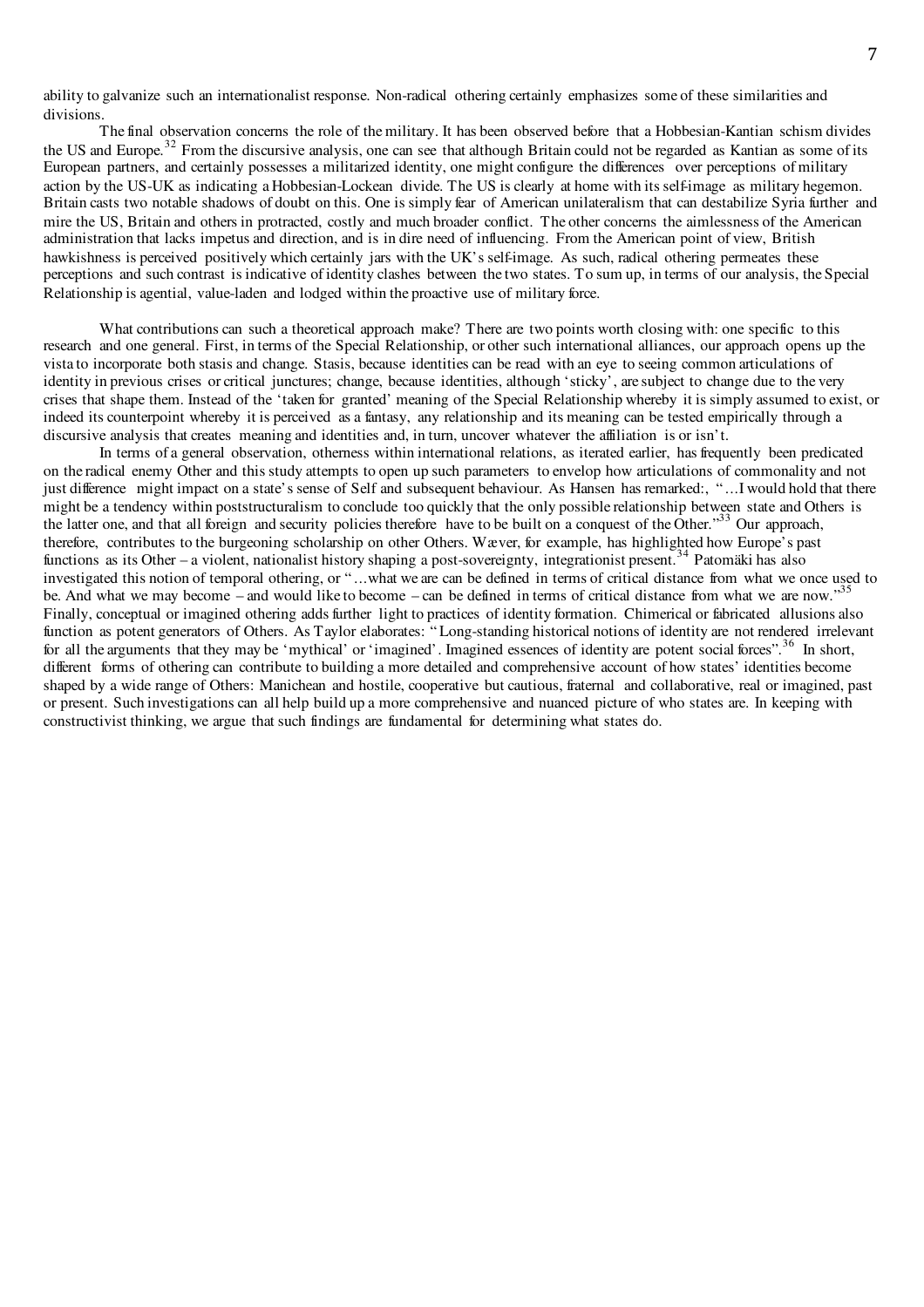ability to galvanize such an internationalist response. Non-radical othering certainly emphasizes some of these similarities and divisions.

The final observation concerns the role of the military. It has been observed before that a Hobbesian-Kantian schism divides the US and Europe.[32] From the discursive analysis, one can see that although Britain could not be regarded as Kantian as some of its European partners, and certainly possesses a militarized identity, one might configure the differences over perceptions of military action by the US-UK as indicating a Hobbesian-Lockean divide. The US is clearly at home with its self-image as military hegemon. Britain casts two notable shadows of doubt on this. One is simply fear of American unilateralism that can destabilize Syria further and mire the US, Britain and others in protracted, costly and much broader conflict. The other concerns the aimlessness of the American administration that lacks impetus and direction, and is in dire need of influencing. From the American point of view, British hawkishness is perceived positively which certainly jars with the UK's self-image. As such, radical othering permeates these perceptions and such contrast is indicative of identity clashes between the two states. To sum up, in terms of our analysis, the Special Relationship is agential, value-laden and lodged within the proactive use of military force.

What contributions can such a theoretical approach make? There are two points worth closing with: one specific to this research and one general. First, in terms of the Special Relationship, or other such international alliances, our approach opens up the vista to incorporate both stasis and change. Stasis, because identities can be read with an eye to seeing common articulations of identity in previous crises or critical junctures; change, because identities, although 'sticky', are subject to change due to the very crises that shape them. Instead of the 'taken for granted' meaning of the Special Relationship whereby it is simply assumed to exist, or indeed its counterpoint whereby it is perceived as a fantasy, any relationship and its meaning can be tested empirically through a discursive analysis that creates meaning and identities and, in turn, uncover whatever the affiliation is or isn't.

In terms of a general observation, otherness within international relations, as iterated earlier, has frequently been predicated on the radical enemy Other and this study attempts to open up such parameters to envelop how articulations of commonality and not just difference might impact on a state's sense of Self and subsequent behaviour. As Hansen has remarked:, "…I would hold that there might be a tendency within poststructuralism to conclude too quickly that the only possible relationship between state and Others is the latter one, and that all foreign and security policies therefore have to be built on a conquest of the Other."[33] Our approach, therefore, contributes to the burgeoning scholarship on other Others. Wæver, for example, has highlighted how Europe's past functions as its Other – a violent, nationalist history shaping a post-sovereignty, integrationist present.[34] Patomäki has also investigated this notion of temporal othering, or "…what we are can be defined in terms of critical distance from what we once used to be. And what we may become – and would like to become – can be defined in terms of critical distance from what we are now."[35] Finally, conceptual or imagined othering adds further light to practices of identity formation. Chimerical or fabricated allusions also function as potent generators of Others. As Taylor elaborates: "Long-standing historical notions of identity are not rendered irrelevant for all the arguments that they may be 'mythical' or 'imagined'. Imagined essences of identity are potent social forces".[36] In short, different forms of othering can contribute to building a more detailed and comprehensive account of how states' identities become shaped by a wide range of Others: Manichean and hostile, cooperative but cautious, fraternal and collaborative, real or imagined, past or present. Such investigations can all help build up a more comprehensive and nuanced picture of who states are. In keeping with constructivist thinking, we argue that such findings are fundamental for determining what states do.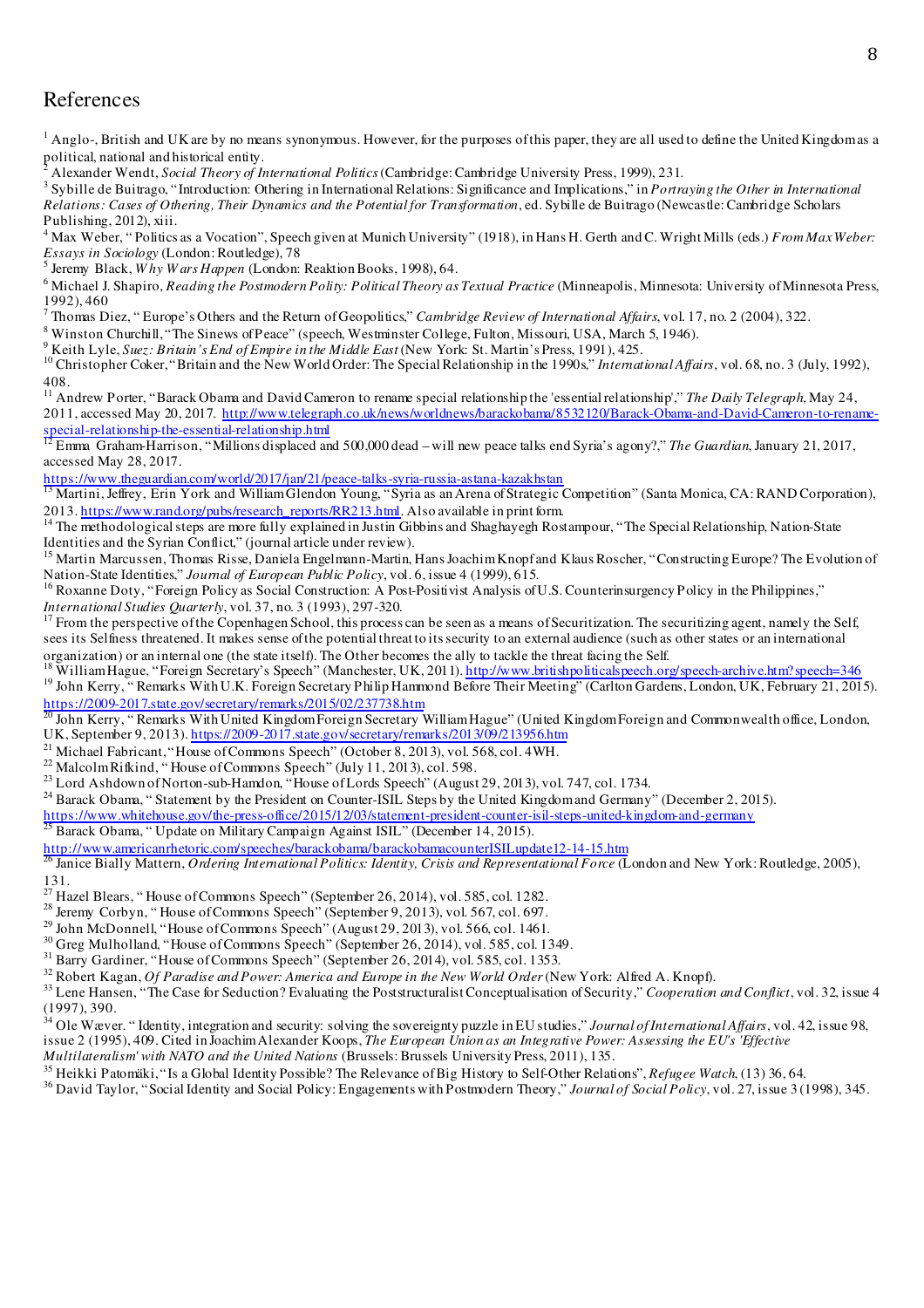# References

[1] Anglo-, British and UK are by no means synonymous. However, for the purposes of this paper, they are all used to define the United Kingdom as a political, national and historical entity.

[2] Alexander Wendt, *Social Theory of International Politics* (Cambridge: Cambridge University Press, 1999), 231.

[3] Sybille de Buitrago, "Introduction: Othering in International Relations: Significance and Implications," in *Portraying the Other in International Relations: Cases of Othering, Their Dynamics and the Potential for Transformation*, ed. Sybille de Buitrago (Newcastle: Cambridge Scholars Publishing, 2012), xiii.

[4] Max Weber, "Politics as a Vocation", Speech given at Munich University" (1918), in Hans H. Gerth and C. Wright Mills (eds.) *From Max Weber: Essays in Sociology* (London: Routledge), 78

[5] Jeremy Black, *Why Wars Happen* (London: Reaktion Books, 1998), 64.

[6] Michael J. Shapiro, *Reading the Postmodern Polity: Political Theory as Textual Practice* (Minneapolis, Minnesota: University of Minnesota Press, 1992), 460

[7] Thomas Diez, "Europe's Others and the Return of Geopolitics," *Cambridge Review of International Affairs*, vol. 17, no. 2 (2004), 322.

[8] Winston Churchill, "The Sinews of Peace" (speech, Westminster College, Fulton, Missouri, USA, March 5, 1946).

[9] Keith Lyle, *Suez: Britain's End of Empire in the Middle East* (New York: St. Martin's Press, 1991), 425.

[10] Christopher Coker, "Britain and the New World Order: The Special Relationship in the 1990s," *International Affairs*, vol. 68, no. 3 (July, 1992), 408.

[11] Andrew Porter, "Barack Obama and David Cameron to rename special relationship the 'essential relationship'," *The Daily Telegraph*, May 24, 2011, accessed May 20, 2017. http://www.telegraph.co.uk/news/worldnews/barackobama/8532120/Barack-Obama-and-David-Cameron-to-rename-special-relationship-the-essential-relationship.html

[12] Emma Graham-Harrison, "Millions displaced and 500,000 dead – will new peace talks end Syria's agony?," *The Guardian*, January 21, 2017, accessed May 28, 2017.
https://www.theguardian.com/world/2017/jan/21/peace-talks-syria-russia-astana-kazakhstan

[13] Martini, Jeffrey, Erin York and William Glendon Young, "Syria as an Arena of Strategic Competition" (Santa Monica, CA: RAND Corporation), 2013. https://www.rand.org/pubs/research_reports/RR213.html. Also available in print form.

[14] The methodological steps are more fully explained in Justin Gibbins and Shaghayegh Rostampour, "The Special Relationship, Nation-State Identities and the Syrian Conflict," (journal article under review).

[15] Martin Marcussen, Thomas Risse, Daniela Engelmann-Martin, Hans Joachim Knopf and Klaus Roscher, "Constructing Europe? The Evolution of Nation-State Identities," *Journal of European Public Policy*, vol. 6, issue 4 (1999), 615.

[16] Roxanne Doty, "Foreign Policy as Social Construction: A Post-Positivist Analysis of U.S. Counterinsurgency Policy in the Philippines," *International Studies Quarterly*, vol. 37, no. 3 (1993), 297-320.

[17] From the perspective of the Copenhagen School, this process can be seen as a means of Securitization. The securitizing agent, namely the Self, sees its Selfness threatened. It makes sense of the potential threat to its security to an external audience (such as other states or an international organization) or an internal one (the state itself). The Other becomes the ally to tackle the threat facing the Self.

[18] William Hague, "Foreign Secretary's Speech" (Manchester, UK, 2011). http://www.britishpoliticalspeech.org/speech-archive.htm?speech=346

[19] John Kerry, " Remarks With U.K. Foreign Secretary Philip Hammond Before Their Meeting" (Carlton Gardens, London, UK, February 21, 2015). https://2009-2017.state.gov/secretary/remarks/2015/02/237738.htm

[20] John Kerry, " Remarks With United Kingdom Foreign Secretary William Hague" (United Kingdom Foreign and Commonwealth office, London, UK, September 9, 2013). https://2009-2017.state.gov/secretary/remarks/2013/09/213956.htm

[21] Michael Fabricant, "House of Commons Speech" (October 8, 2013), vol. 568, col. 4WH.

[22] Malcolm Rifkind, " House of Commons Speech" (July 11, 2013), col. 598.

[23] Lord Ashdown of Norton-sub-Hamdon, "House of Lords Speech" (August 29, 2013), vol. 747, col. 1734.

[24] Barack Obama, " Statement by the President on Counter-ISIL Steps by the United Kingdom and Germany" (December 2, 2015).
https://www.whitehouse.gov/the-press-office/2015/12/03/statement-president-counter-isil-steps-united-kingdom-and-germany

[25] Barack Obama, " Update on Military Campaign Against ISIL" (December 14, 2015).
http://www.americanrhetoric.com/speeches/barackobama/barackobamacounterISILupdate12-14-15.htm

[26] Janice Bially Mattern, *Ordering International Politics: Identity, Crisis and Representational Force* (London and New York: Routledge, 2005), 131.

[27] Hazel Blears, " House of Commons Speech" (September 26, 2014), vol. 585, col. 1282.

[28] Jeremy Corbyn, " House of Commons Speech" (September 9, 2013), vol. 567, col. 697.

[29] John McDonnell, "House of Commons Speech" (August 29, 2013), vol. 566, col. 1461.

[30] Greg Mulholland, "House of Commons Speech" (September 26, 2014), vol. 585, col. 1349.

[31] Barry Gardiner, "House of Commons Speech" (September 26, 2014), vol. 585, col. 1353.

[32] Robert Kagan, *Of Paradise and Power: America and Europe in the New World Order* (New York: Alfred A. Knopf).

[33] Lene Hansen, "The Case for Seduction? Evaluating the Poststructuralist Conceptualisation of Security," *Cooperation and Conflict*, vol. 32, issue 4 (1997), 390.

[34] Ole Wæver. " Identity, integration and security: solving the sovereignty puzzle in EU studies," *Journal of International Affairs*, vol. 42, issue 98, issue 2 (1995), 409. Cited in Joachim Alexander Koops, *The European Union as an Integrative Power: Assessing the EU's 'Effective Multilateralism' with NATO and the United Nations* (Brussels: Brussels University Press, 2011), 135.

[35] Heikki Patomäki, "Is a Global Identity Possible? The Relevance of Big History to Self-Other Relations", *Refugee Watch*, (13) 36, 64.

[36] David Taylor, "Social Identity and Social Policy: Engagements with Postmodern Theory," *Journal of Social Policy*, vol. 27, issue 3 (1998), 345.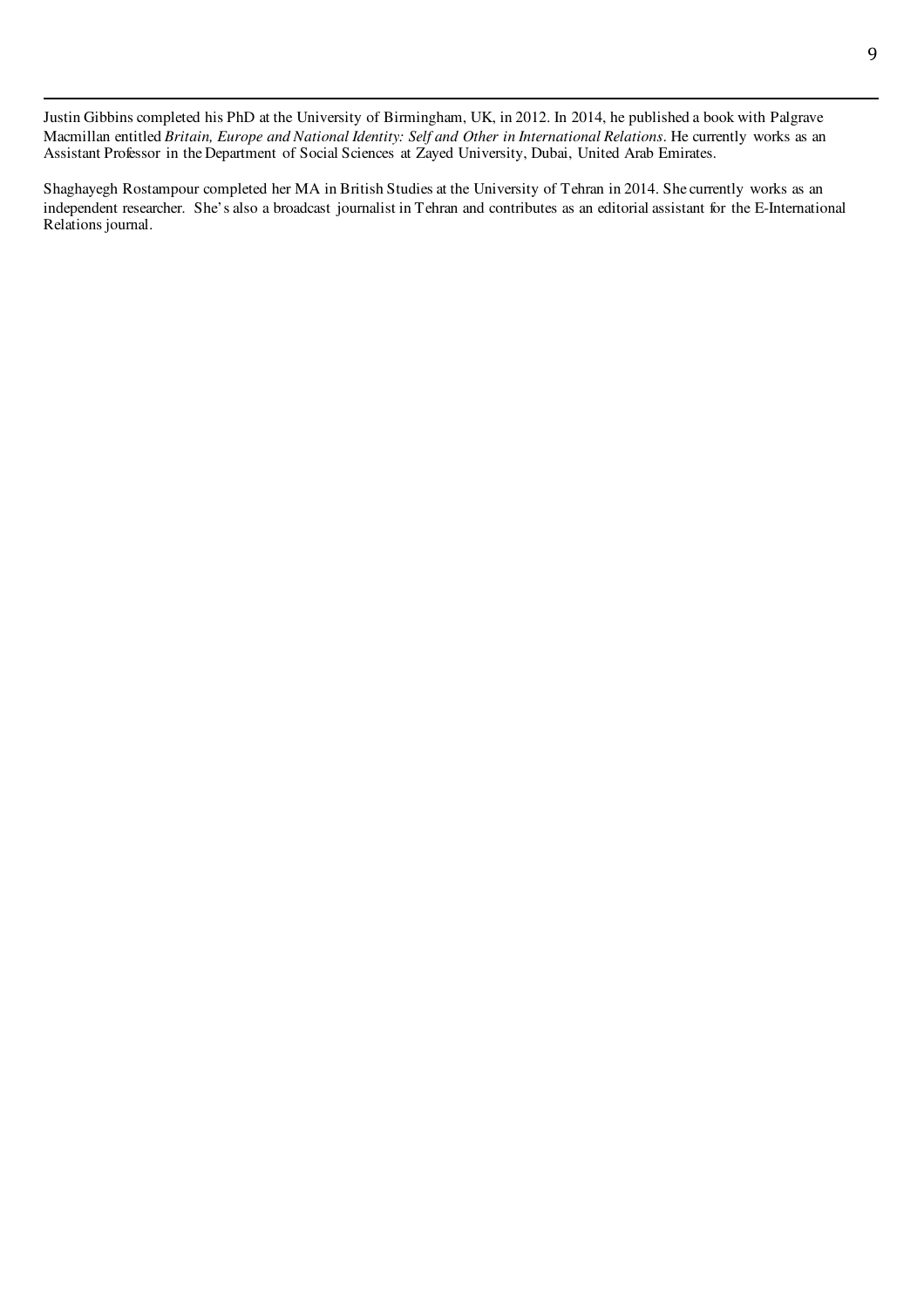Justin Gibbins completed his PhD at the University of Birmingham, UK, in 2012. In 2014, he published a book with Palgrave Macmillan entitled *Britain, Europe and National Identity: Self and Other in International Relations*. He currently works as an Assistant Professor in the Department of Social Sciences at Zayed University, Dubai, United Arab Emirates.

Shaghayegh Rostampour completed her MA in British Studies at the University of Tehran in 2014. She currently works as an independent researcher. She's also a broadcast journalist in Tehran and contributes as an editorial assistant for the E-International Relations journal.